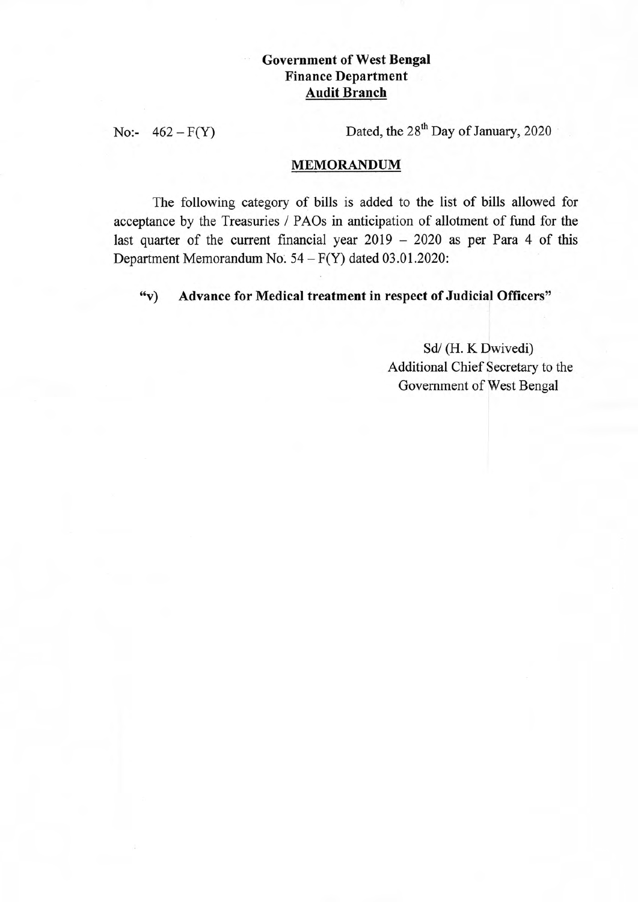**Government of West Bengal**
**Finance Department**
**Audit Branch**

No:- 462 – F(Y) Dated, the 28th Day of January, 2020

**MEMORANDUM**

The following category of bills is added to the list of bills allowed for acceptance by the Treasuries / PAOs in anticipation of allotment of fund for the last quarter of the current financial year 2019 – 2020 as per Para 4 of this Department Memorandum No. 54 – F(Y) dated 03.01.2020:

**"v) Advance for Medical treatment in respect of Judicial Officers"**

Sd/ (H. K Dwivedi)
Additional Chief Secretary to the
Government of West Bengal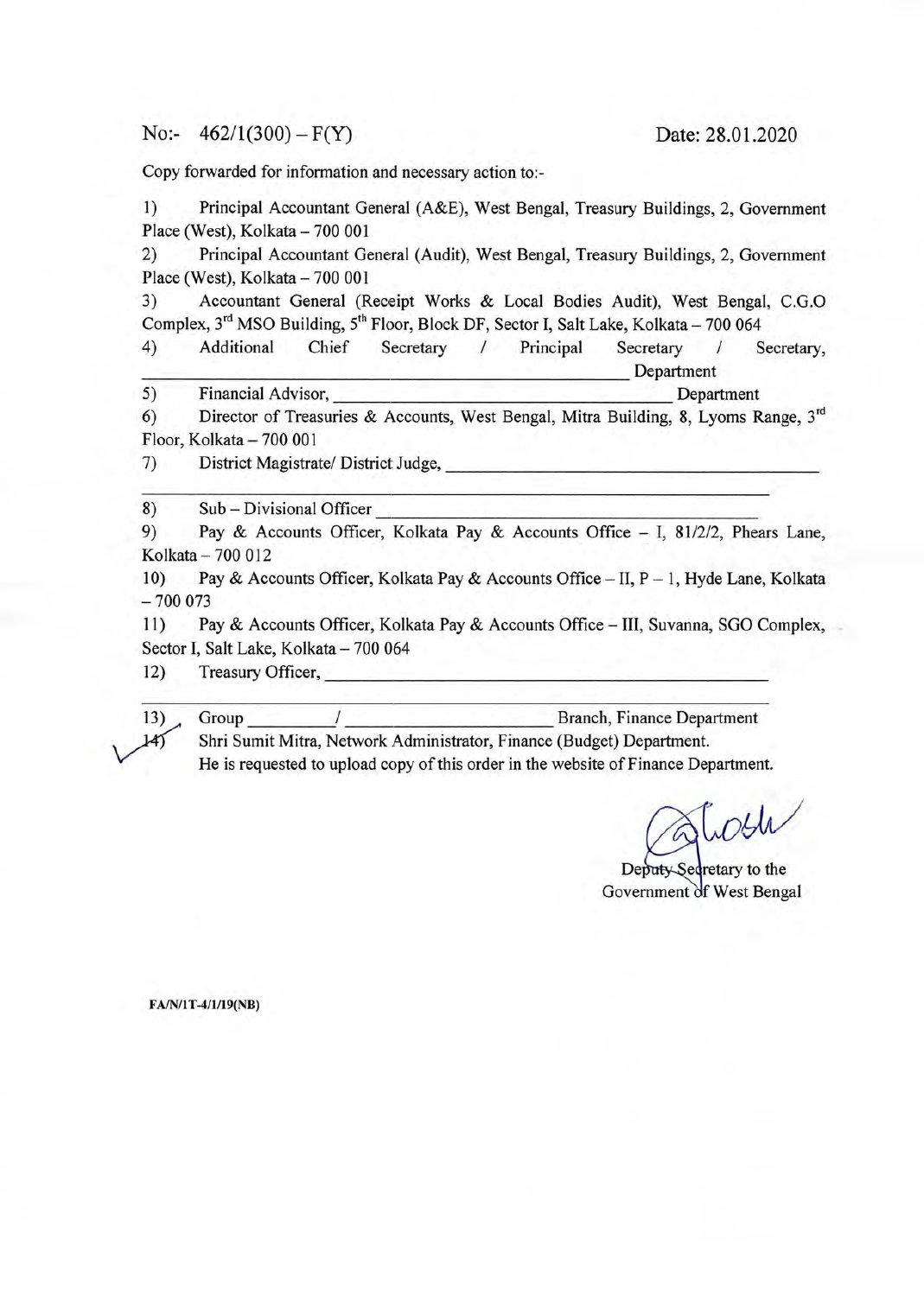No:- 462/1(300) – F(Y) Date: 28.01.2020

Copy forwarded for information and necessary action to:-

1) Principal Accountant General (A&E), West Bengal, Treasury Buildings, 2, Government Place (West), Kolkata – 700 001

2) Principal Accountant General (Audit), West Bengal, Treasury Buildings, 2, Government Place (West), Kolkata – 700 001

3) Accountant General (Receipt Works & Local Bodies Audit), West Bengal, C.G.O Complex, 3rd MSO Building, 5th Floor, Block DF, Sector I, Salt Lake, Kolkata – 700 064

4) Additional Chief Secretary / Principal Secretary / Secretary, ____________________ Department

5) Financial Advisor, ____________________ Department

6) Director of Treasuries & Accounts, West Bengal, Mitra Building, 8, Lyoms Range, 3rd Floor, Kolkata – 700 001

7) District Magistrate/ District Judge, ____________________

8) Sub – Divisional Officer ____________________

9) Pay & Accounts Officer, Kolkata Pay & Accounts Office – I, 81/2/2, Phears Lane, Kolkata – 700 012

10) Pay & Accounts Officer, Kolkata Pay & Accounts Office – II, P – 1, Hyde Lane, Kolkata – 700 073

11) Pay & Accounts Officer, Kolkata Pay & Accounts Office – III, Suvanna, SGO Complex, Sector I, Salt Lake, Kolkata – 700 064

12) Treasury Officer, ____________________

13) Group ________ / ____________________ Branch, Finance Department

14) Shri Sumit Mitra, Network Administrator, Finance (Budget) Department.
He is requested to upload copy of this order in the website of Finance Department.

Deputy Secretary to the
Government of West Bengal

FA/N/1T-4/1/19(NB)